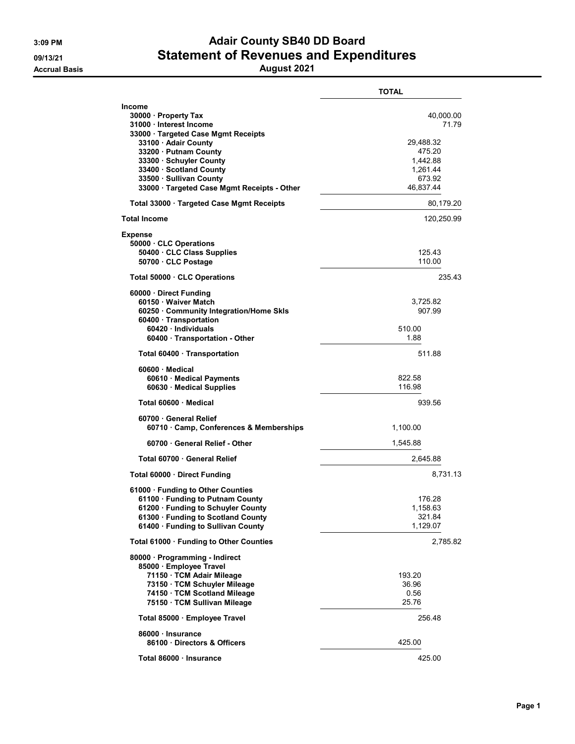# Adair County SB40 DD Board

## Statement of Revenues and Expenditures

### August 2021

3:09 PM
09/13/21
Accrual Basis

| | | TOTAL |
|---|---|---|
| **Income** | | |
| 30000 · Property Tax | | 40,000.00 |
| 31000 · Interest Income | | 71.79 |
| 33000 · Targeted Case Mgmt Receipts | | |
| 33100 · Adair County | 29,488.32 | |
| 33200 · Putnam County | 475.20 | |
| 33300 · Schuyler County | 1,442.88 | |
| 33400 · Scotland County | 1,261.44 | |
| 33500 · Sullivan County | 673.92 | |
| 33000 · Targeted Case Mgmt Receipts - Other | 46,837.44 | |
| Total 33000 · Targeted Case Mgmt Receipts | | 80,179.20 |
| **Total Income** | | 120,250.99 |
| **Expense** | | |
| 50000 · CLC Operations | | |
| 50400 · CLC Class Supplies | 125.43 | |
| 50700 · CLC Postage | 110.00 | |
| Total 50000 · CLC Operations | | 235.43 |
| 60000 · Direct Funding | | |
| 60150 · Waiver Match | 3,725.82 | |
| 60250 · Community Integration/Home Skls | 907.99 | |
| 60400 · Transportation | | |
| 60420 · Individuals | 510.00 | |
| 60400 · Transportation - Other | 1.88 | |
| Total 60400 · Transportation | 511.88 | |
| 60600 · Medical | | |
| 60610 · Medical Payments | 822.58 | |
| 60630 · Medical Supplies | 116.98 | |
| Total 60600 · Medical | 939.56 | |
| 60700 · General Relief | | |
| 60710 · Camp, Conferences & Memberships | 1,100.00 | |
| 60700 · General Relief - Other | 1,545.88 | |
| Total 60700 · General Relief | 2,645.88 | |
| Total 60000 · Direct Funding | | 8,731.13 |
| 61000 · Funding to Other Counties | | |
| 61100 · Funding to Putnam County | 176.28 | |
| 61200 · Funding to Schuyler County | 1,158.63 | |
| 61300 · Funding to Scotland County | 321.84 | |
| 61400 · Funding to Sullivan County | 1,129.07 | |
| Total 61000 · Funding to Other Counties | | 2,785.82 |
| 80000 · Programming - Indirect | | |
| 85000 · Employee Travel | | |
| 71150 · TCM Adair Mileage | 193.20 | |
| 73150 · TCM Schuyler Mileage | 36.96 | |
| 74150 · TCM Scotland Mileage | 0.56 | |
| 75150 · TCM Sullivan Mileage | 25.76 | |
| Total 85000 · Employee Travel | 256.48 | |
| 86000 · Insurance | | |
| 86100 · Directors & Officers | 425.00 | |
| Total 86000 · Insurance | 425.00 | |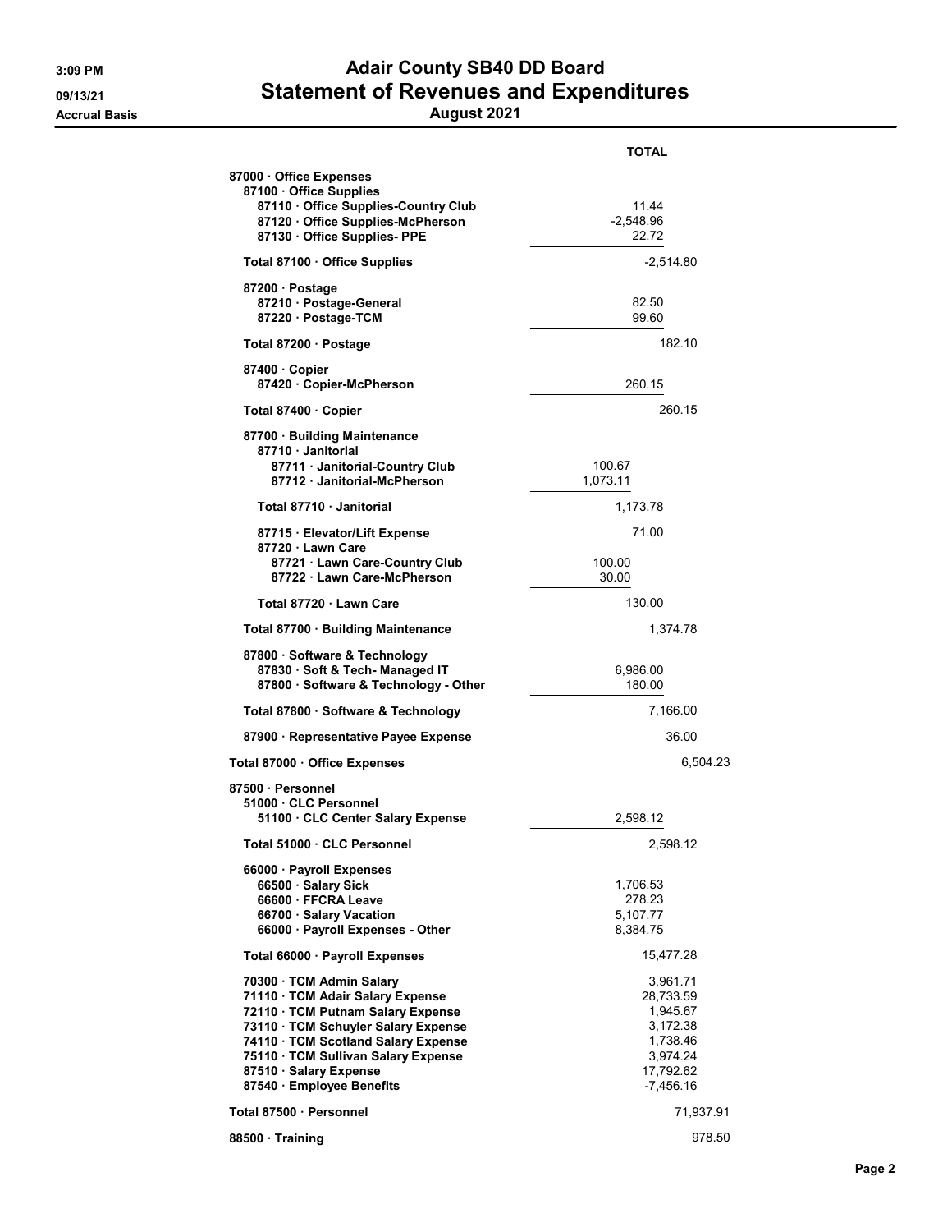# Adair County SB40 DD Board

## Statement of Revenues and Expenditures

**August 2021**

Accrual Basis

| | | TOTAL |
|---|---|---|
| **87000 · Office Expenses** | | |
| **87100 · Office Supplies** | | |
| **87110 · Office Supplies-Country Club** | 11.44 | |
| **87120 · Office Supplies-McPherson** | -2,548.96 | |
| **87130 · Office Supplies- PPE** | 22.72 | |
| **Total 87100 · Office Supplies** | | -2,514.80 |
| **87200 · Postage** | | |
| **87210 · Postage-General** | 82.50 | |
| **87220 · Postage-TCM** | 99.60 | |
| **Total 87200 · Postage** | | 182.10 |
| **87400 · Copier** | | |
| **87420 · Copier-McPherson** | 260.15 | |
| **Total 87400 · Copier** | | 260.15 |
| **87700 · Building Maintenance** | | |
| **87710 · Janitorial** | | |
| **87711 · Janitorial-Country Club** | 100.67 | |
| **87712 · Janitorial-McPherson** | 1,073.11 | |
| **Total 87710 · Janitorial** | 1,173.78 | |
| **87715 · Elevator/Lift Expense** | 71.00 | |
| **87720 · Lawn Care** | | |
| **87721 · Lawn Care-Country Club** | 100.00 | |
| **87722 · Lawn Care-McPherson** | 30.00 | |
| **Total 87720 · Lawn Care** | 130.00 | |
| **Total 87700 · Building Maintenance** | | 1,374.78 |
| **87800 · Software & Technology** | | |
| **87830 · Soft & Tech- Managed IT** | 6,986.00 | |
| **87800 · Software & Technology - Other** | 180.00 | |
| **Total 87800 · Software & Technology** | | 7,166.00 |
| **87900 · Representative Payee Expense** | | 36.00 |
| **Total 87000 · Office Expenses** | | 6,504.23 |
| **87500 · Personnel** | | |
| **51000 · CLC Personnel** | | |
| **51100 · CLC Center Salary Expense** | 2,598.12 | |
| **Total 51000 · CLC Personnel** | | 2,598.12 |
| **66000 · Payroll Expenses** | | |
| **66500 · Salary Sick** | 1,706.53 | |
| **66600 · FFCRA Leave** | 278.23 | |
| **66700 · Salary Vacation** | 5,107.77 | |
| **66000 · Payroll Expenses - Other** | 8,384.75 | |
| **Total 66000 · Payroll Expenses** | | 15,477.28 |
| **70300 · TCM Admin Salary** | | 3,961.71 |
| **71110 · TCM Adair Salary Expense** | | 28,733.59 |
| **72110 · TCM Putnam Salary Expense** | | 1,945.67 |
| **73110 · TCM Schuyler Salary Expense** | | 3,172.38 |
| **74110 · TCM Scotland Salary Expense** | | 1,738.46 |
| **75110 · TCM Sullivan Salary Expense** | | 3,974.24 |
| **87510 · Salary Expense** | | 17,792.62 |
| **87540 · Employee Benefits** | | -7,456.16 |
| **Total 87500 · Personnel** | | 71,937.91 |
| **88500 · Training** | | 978.50 |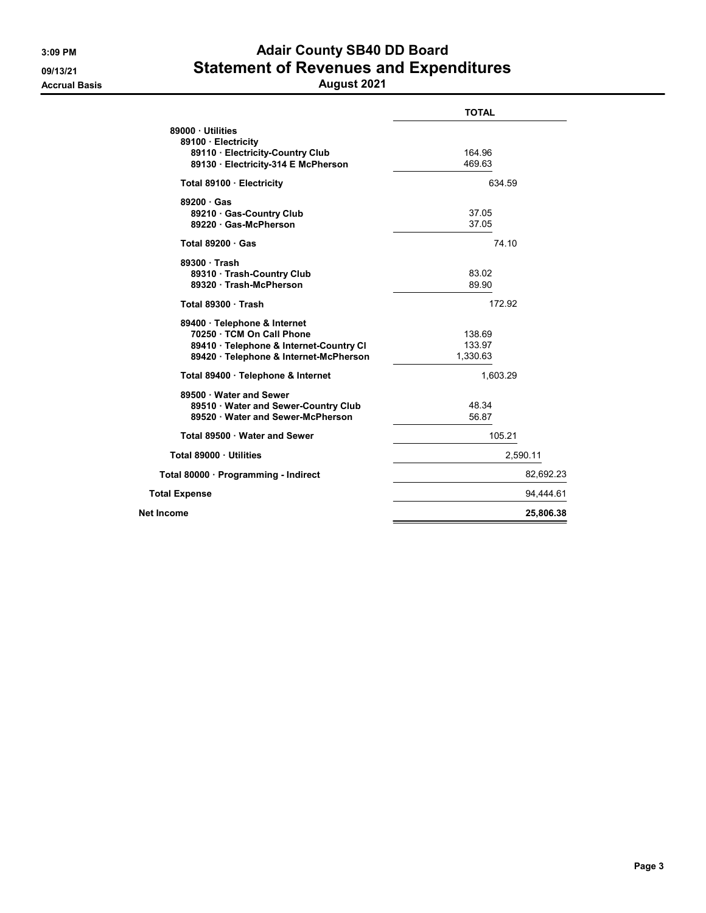# Adair County SB40 DD Board

## Statement of Revenues and Expenditures

**August 2021**

3:09 PM
09/13/21
Accrual Basis

| | TOTAL |
|---|---|
| **89000 · Utilities** | |
| **89100 · Electricity** | |
| **89110 · Electricity-Country Club** | 164.96 |
| **89130 · Electricity-314 E McPherson** | 469.63 |
| **Total 89100 · Electricity** | 634.59 |
| **89200 · Gas** | |
| **89210 · Gas-Country Club** | 37.05 |
| **89220 · Gas-McPherson** | 37.05 |
| **Total 89200 · Gas** | 74.10 |
| **89300 · Trash** | |
| **89310 · Trash-Country Club** | 83.02 |
| **89320 · Trash-McPherson** | 89.90 |
| **Total 89300 · Trash** | 172.92 |
| **89400 · Telephone & Internet** | |
| **70250 · TCM On Call Phone** | 138.69 |
| **89410 · Telephone & Internet-Country Cl** | 133.97 |
| **89420 · Telephone & Internet-McPherson** | 1,330.63 |
| **Total 89400 · Telephone & Internet** | 1,603.29 |
| **89500 · Water and Sewer** | |
| **89510 · Water and Sewer-Country Club** | 48.34 |
| **89520 · Water and Sewer-McPherson** | 56.87 |
| **Total 89500 · Water and Sewer** | 105.21 |
| **Total 89000 · Utilities** | 2,590.11 |
| **Total 80000 · Programming - Indirect** | 82,692.23 |
| **Total Expense** | 94,444.61 |
| **Net Income** | **25,806.38** |